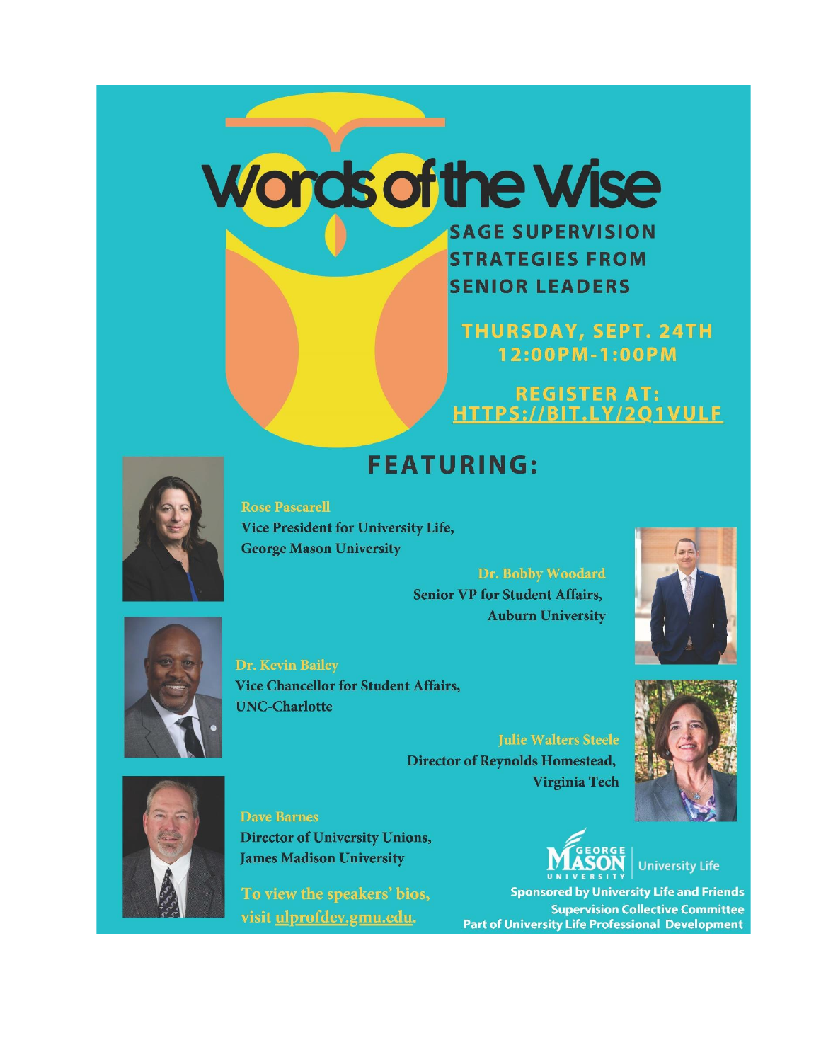# Words of the Wise

## SAGE SUPERVISION STRATEGIES FROM SENIOR LEADERS

**THURSDAY, SEPT. 24TH**
**12:00PM-1:00PM**

**REGISTER AT:** HTTPS://BIT.LY/2Q1VULF

## FEATURING:

**Rose Pascarell**
Vice President for University Life,
George Mason University

**Dr. Bobby Woodard**
Senior VP for Student Affairs,
Auburn University

**Dr. Kevin Bailey**
Vice Chancellor for Student Affairs,
UNC-Charlotte

**Julie Walters Steele**
Director of Reynolds Homestead,
Virginia Tech

**Dave Barnes**
Director of University Unions,
James Madison University

To view the speakers' bios, visit ulprofdev.gmu.edu.

George Mason University | University Life

Sponsored by University Life and Friends
Supervision Collective Committee
Part of University Life Professional Development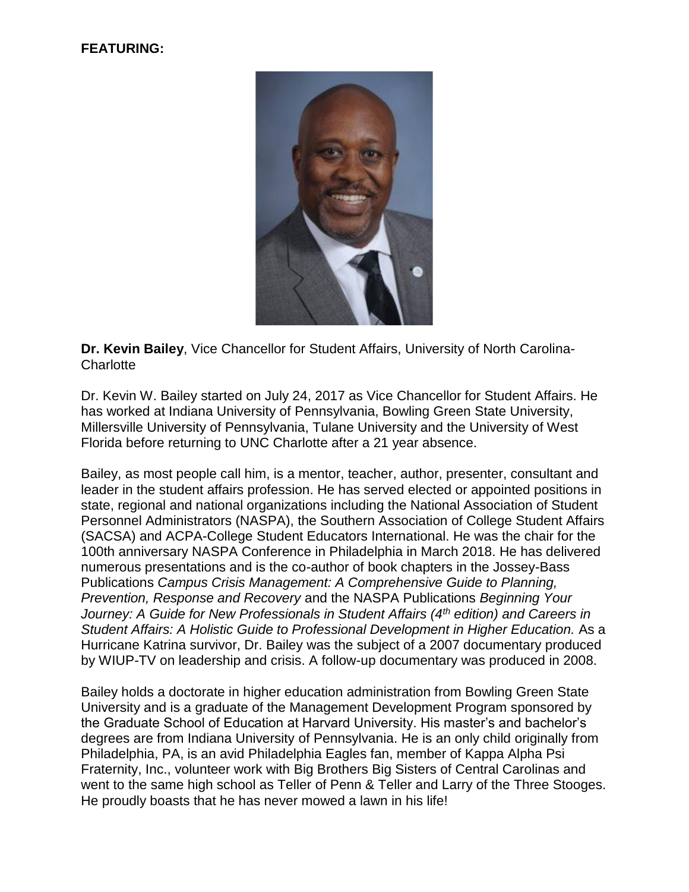**FEATURING:**

**Dr. Kevin Bailey**, Vice Chancellor for Student Affairs, University of North Carolina-Charlotte

Dr. Kevin W. Bailey started on July 24, 2017 as Vice Chancellor for Student Affairs. He has worked at Indiana University of Pennsylvania, Bowling Green State University, Millersville University of Pennsylvania, Tulane University and the University of West Florida before returning to UNC Charlotte after a 21 year absence.

Bailey, as most people call him, is a mentor, teacher, author, presenter, consultant and leader in the student affairs profession. He has served elected or appointed positions in state, regional and national organizations including the National Association of Student Personnel Administrators (NASPA), the Southern Association of College Student Affairs (SACSA) and ACPA-College Student Educators International. He was the chair for the 100th anniversary NASPA Conference in Philadelphia in March 2018. He has delivered numerous presentations and is the co-author of book chapters in the Jossey-Bass Publications *Campus Crisis Management: A Comprehensive Guide to Planning, Prevention, Response and Recovery* and the NASPA Publications *Beginning Your Journey: A Guide for New Professionals in Student Affairs (4th edition) and Careers in Student Affairs: A Holistic Guide to Professional Development in Higher Education.* As a Hurricane Katrina survivor, Dr. Bailey was the subject of a 2007 documentary produced by WIUP-TV on leadership and crisis. A follow-up documentary was produced in 2008.

Bailey holds a doctorate in higher education administration from Bowling Green State University and is a graduate of the Management Development Program sponsored by the Graduate School of Education at Harvard University. His master's and bachelor's degrees are from Indiana University of Pennsylvania. He is an only child originally from Philadelphia, PA, is an avid Philadelphia Eagles fan, member of Kappa Alpha Psi Fraternity, Inc., volunteer work with Big Brothers Big Sisters of Central Carolinas and went to the same high school as Teller of Penn & Teller and Larry of the Three Stooges. He proudly boasts that he has never mowed a lawn in his life!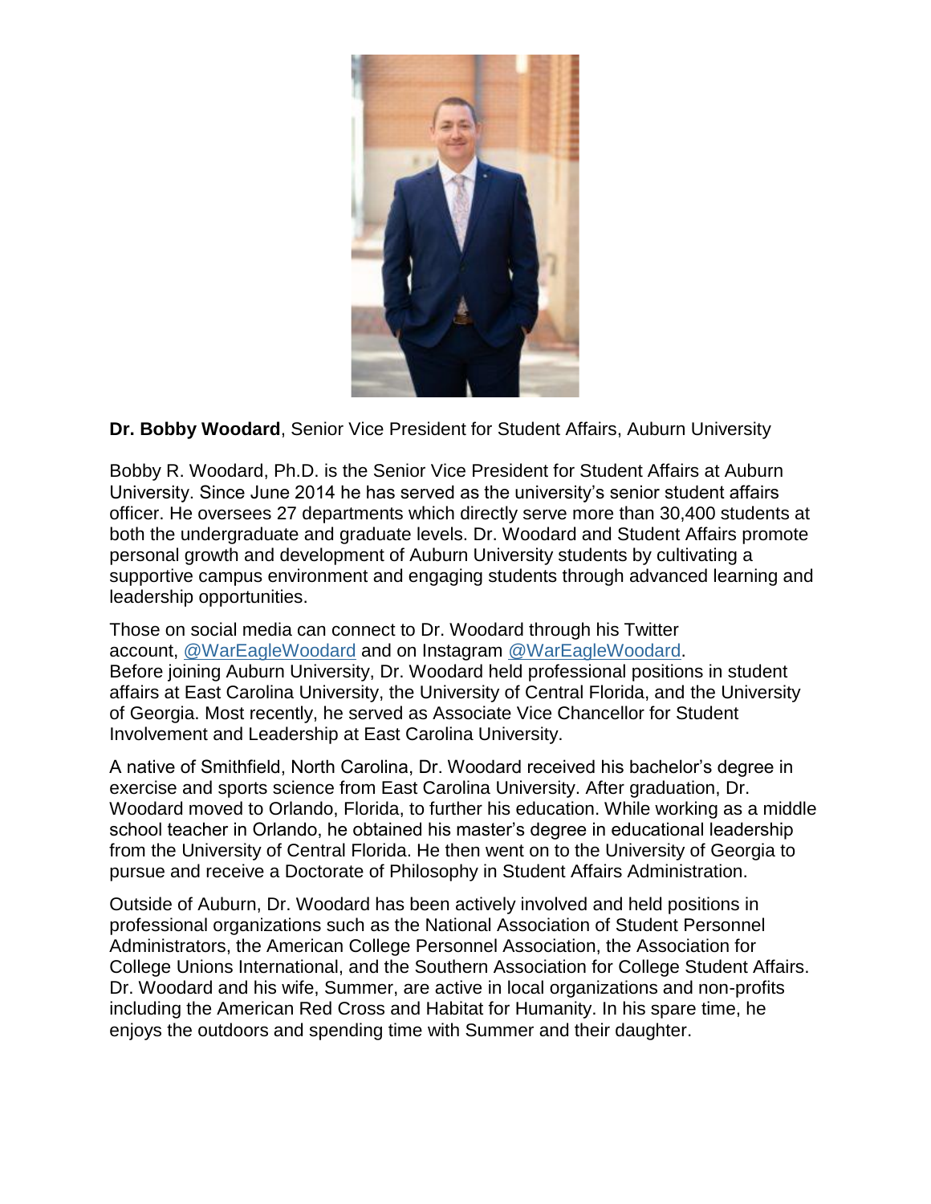**Dr. Bobby Woodard**, Senior Vice President for Student Affairs, Auburn University

Bobby R. Woodard, Ph.D. is the Senior Vice President for Student Affairs at Auburn University. Since June 2014 he has served as the university's senior student affairs officer. He oversees 27 departments which directly serve more than 30,400 students at both the undergraduate and graduate levels. Dr. Woodard and Student Affairs promote personal growth and development of Auburn University students by cultivating a supportive campus environment and engaging students through advanced learning and leadership opportunities.

Those on social media can connect to Dr. Woodard through his Twitter account, @WarEagleWoodard and on Instagram @WarEagleWoodard.
Before joining Auburn University, Dr. Woodard held professional positions in student affairs at East Carolina University, the University of Central Florida, and the University of Georgia. Most recently, he served as Associate Vice Chancellor for Student Involvement and Leadership at East Carolina University.

A native of Smithfield, North Carolina, Dr. Woodard received his bachelor's degree in exercise and sports science from East Carolina University. After graduation, Dr. Woodard moved to Orlando, Florida, to further his education. While working as a middle school teacher in Orlando, he obtained his master's degree in educational leadership from the University of Central Florida. He then went on to the University of Georgia to pursue and receive a Doctorate of Philosophy in Student Affairs Administration.

Outside of Auburn, Dr. Woodard has been actively involved and held positions in professional organizations such as the National Association of Student Personnel Administrators, the American College Personnel Association, the Association for College Unions International, and the Southern Association for College Student Affairs. Dr. Woodard and his wife, Summer, are active in local organizations and non-profits including the American Red Cross and Habitat for Humanity. In his spare time, he enjoys the outdoors and spending time with Summer and their daughter.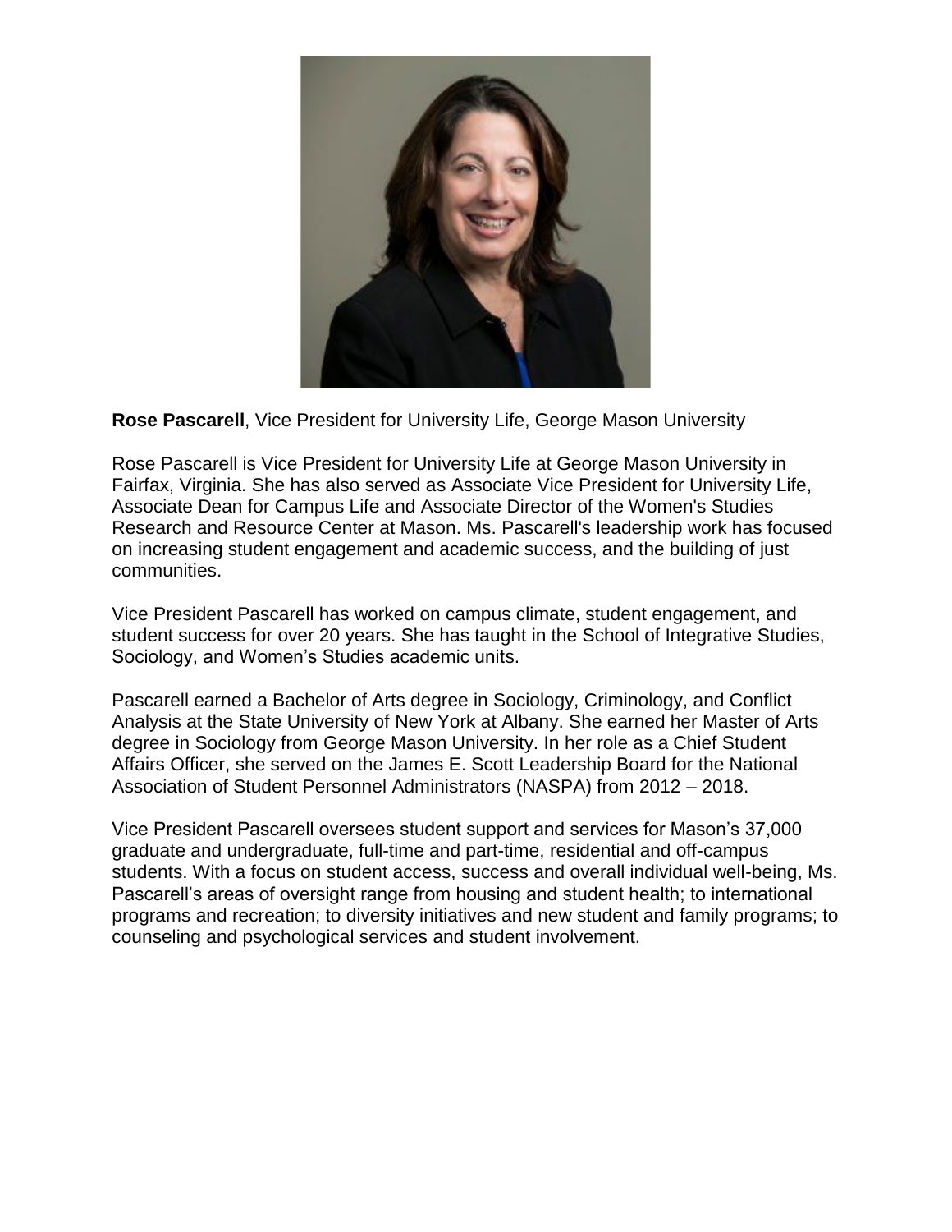**Rose Pascarell**, Vice President for University Life, George Mason University

Rose Pascarell is Vice President for University Life at George Mason University in Fairfax, Virginia. She has also served as Associate Vice President for University Life, Associate Dean for Campus Life and Associate Director of the Women's Studies Research and Resource Center at Mason. Ms. Pascarell's leadership work has focused on increasing student engagement and academic success, and the building of just communities.

Vice President Pascarell has worked on campus climate, student engagement, and student success for over 20 years. She has taught in the School of Integrative Studies, Sociology, and Women's Studies academic units.

Pascarell earned a Bachelor of Arts degree in Sociology, Criminology, and Conflict Analysis at the State University of New York at Albany. She earned her Master of Arts degree in Sociology from George Mason University. In her role as a Chief Student Affairs Officer, she served on the James E. Scott Leadership Board for the National Association of Student Personnel Administrators (NASPA) from 2012 – 2018.

Vice President Pascarell oversees student support and services for Mason's 37,000 graduate and undergraduate, full-time and part-time, residential and off-campus students. With a focus on student access, success and overall individual well-being, Ms. Pascarell's areas of oversight range from housing and student health; to international programs and recreation; to diversity initiatives and new student and family programs; to counseling and psychological services and student involvement.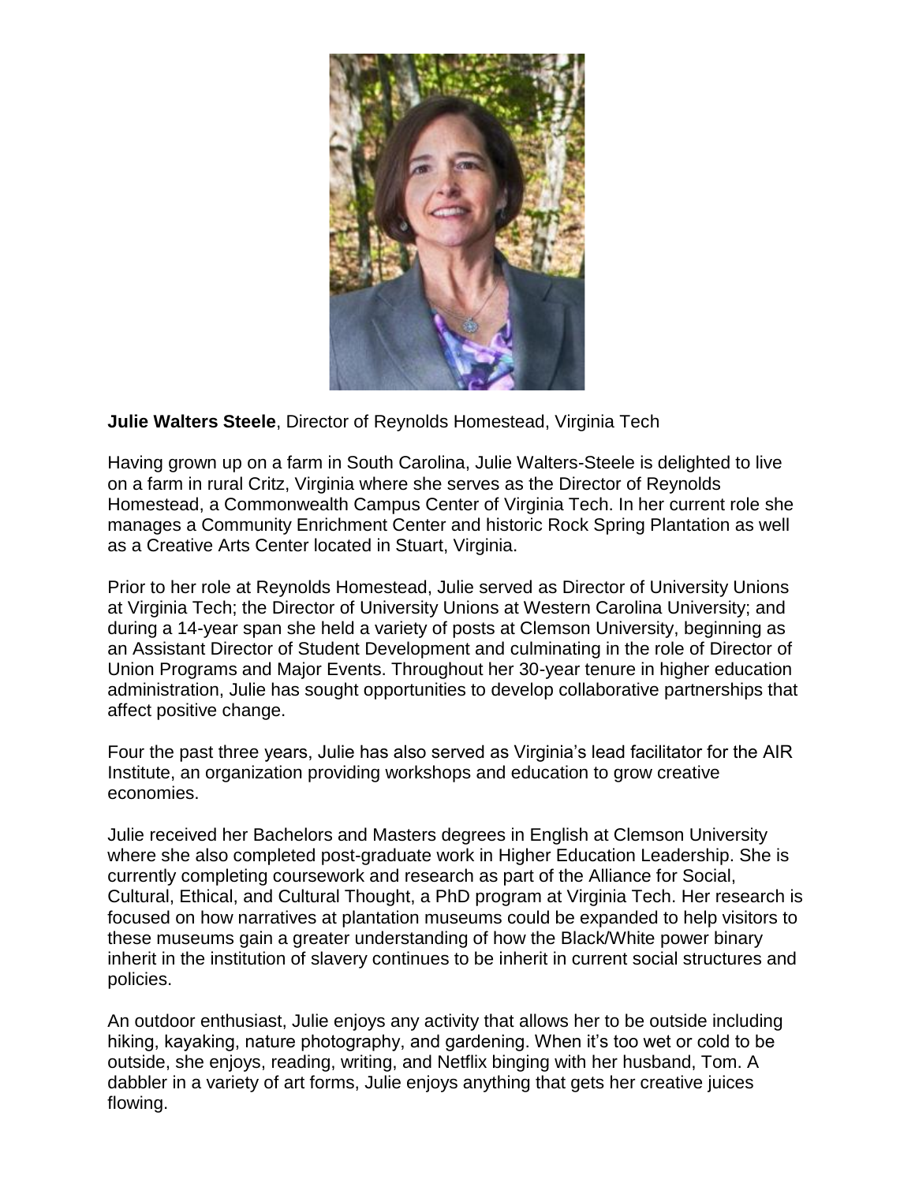**Julie Walters Steele**, Director of Reynolds Homestead, Virginia Tech

Having grown up on a farm in South Carolina, Julie Walters-Steele is delighted to live on a farm in rural Critz, Virginia where she serves as the Director of Reynolds Homestead, a Commonwealth Campus Center of Virginia Tech. In her current role she manages a Community Enrichment Center and historic Rock Spring Plantation as well as a Creative Arts Center located in Stuart, Virginia.

Prior to her role at Reynolds Homestead, Julie served as Director of University Unions at Virginia Tech; the Director of University Unions at Western Carolina University; and during a 14-year span she held a variety of posts at Clemson University, beginning as an Assistant Director of Student Development and culminating in the role of Director of Union Programs and Major Events. Throughout her 30-year tenure in higher education administration, Julie has sought opportunities to develop collaborative partnerships that affect positive change.

Four the past three years, Julie has also served as Virginia's lead facilitator for the AIR Institute, an organization providing workshops and education to grow creative economies.

Julie received her Bachelors and Masters degrees in English at Clemson University where she also completed post-graduate work in Higher Education Leadership. She is currently completing coursework and research as part of the Alliance for Social, Cultural, Ethical, and Cultural Thought, a PhD program at Virginia Tech. Her research is focused on how narratives at plantation museums could be expanded to help visitors to these museums gain a greater understanding of how the Black/White power binary inherit in the institution of slavery continues to be inherit in current social structures and policies.

An outdoor enthusiast, Julie enjoys any activity that allows her to be outside including hiking, kayaking, nature photography, and gardening. When it's too wet or cold to be outside, she enjoys, reading, writing, and Netflix binging with her husband, Tom. A dabbler in a variety of art forms, Julie enjoys anything that gets her creative juices flowing.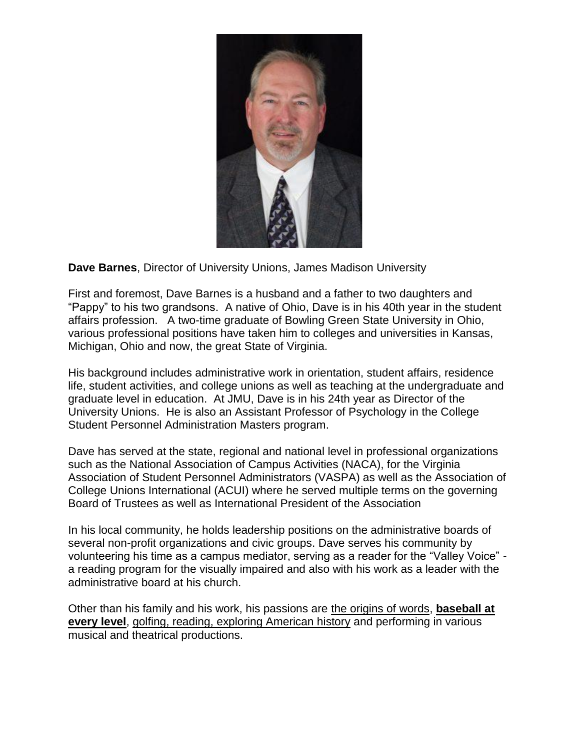**Dave Barnes**, Director of University Unions, James Madison University

First and foremost, Dave Barnes is a husband and a father to two daughters and "Pappy" to his two grandsons. A native of Ohio, Dave is in his 40th year in the student affairs profession. A two-time graduate of Bowling Green State University in Ohio, various professional positions have taken him to colleges and universities in Kansas, Michigan, Ohio and now, the great State of Virginia.

His background includes administrative work in orientation, student affairs, residence life, student activities, and college unions as well as teaching at the undergraduate and graduate level in education. At JMU, Dave is in his 24th year as Director of the University Unions. He is also an Assistant Professor of Psychology in the College Student Personnel Administration Masters program.

Dave has served at the state, regional and national level in professional organizations such as the National Association of Campus Activities (NACA), for the Virginia Association of Student Personnel Administrators (VASPA) as well as the Association of College Unions International (ACUI) where he served multiple terms on the governing Board of Trustees as well as International President of the Association

In his local community, he holds leadership positions on the administrative boards of several non-profit organizations and civic groups. Dave serves his community by volunteering his time as a campus mediator, serving as a reader for the "Valley Voice" - a reading program for the visually impaired and also with his work as a leader with the administrative board at his church.

Other than his family and his work, his passions are the origins of words, **baseball at every level**, golfing, reading, exploring American history and performing in various musical and theatrical productions.